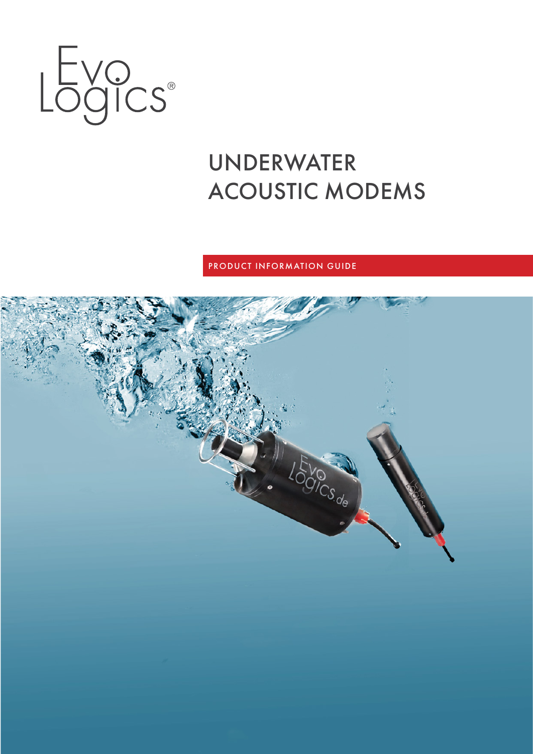EvoLogics®

# UNDERWATER ACOUSTIC MODEMS

PRODUCT INFORMATION GUIDE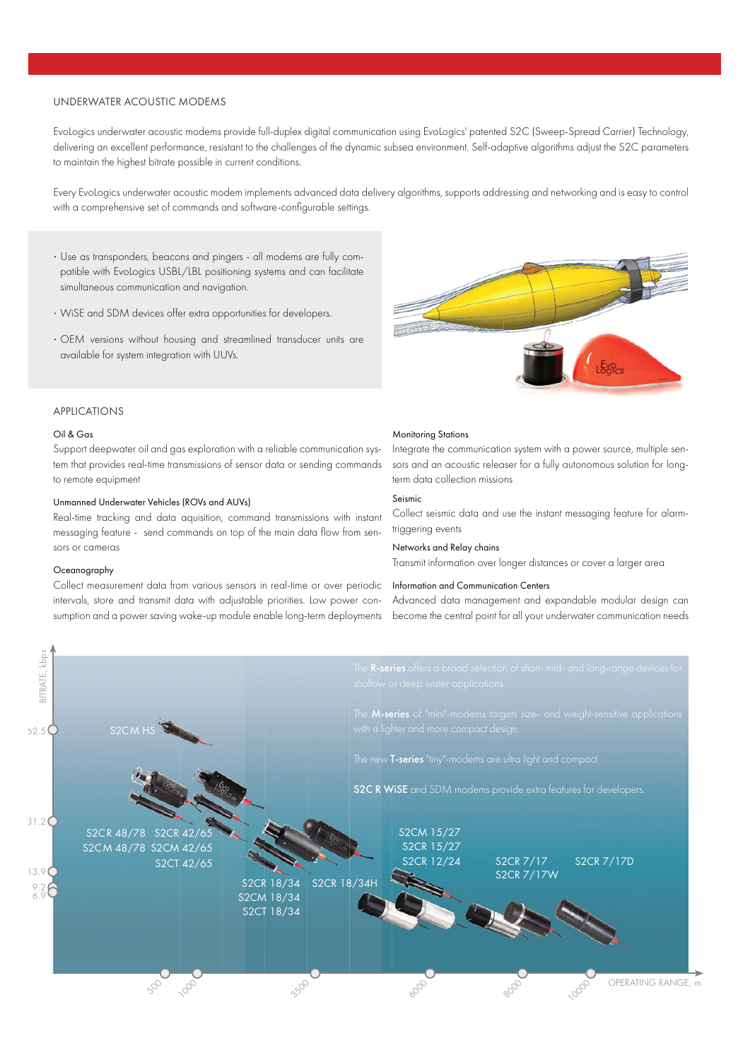## UNDERWATER ACOUSTIC MODEMS

EvoLogics underwater acoustic modems provide full-duplex digital communication using EvoLogics' patented S2C (Sweep-Spread Carrier) Technology, delivering an excellent performance, resistant to the challenges of the dynamic subsea environment. Self-adaptive algorithms adjust the S2C parameters to maintain the highest bitrate possible in current conditions.

Every EvoLogics underwater acoustic modem implements advanced data delivery algorithms, supports addressing and networking and is easy to control with a comprehensive set of commands and software-configurable settings.

- Use as transponders, beacons and pingers - all modems are fully compatible with EvoLogics USBL/LBL positioning systems and can facilitate simultaneous communication and navigation.
- WiSE and SDM devices offer extra opportunities for developers.
- OEM versions without housing and streamlined transducer units are available for system integration with UUVs.

## APPLICATIONS

### Oil & Gas

Support deepwater oil and gas exploration with a reliable communication system that provides real-time transmissions of sensor data or sending commands to remote equipment

### Unmanned Underwater Vehicles (ROVs and AUVs)

Real-time tracking and data aquisition, command transmissions with instant messaging feature - send commands on top of the main data flow from sensors or cameras

### Oceanography

Collect measurement data from various sensors in real-time or over periodic intervals, store and transmit data with adjustable priorities. Low power consumption and a power saving wake-up module enable long-term deployments

### Monitoring Stations

Integrate the communication system with a power source, multiple sensors and an acoustic releaser for a fully autonomous solution for long-term data collection missions

### Seismic

Collect seismic data and use the instant messaging feature for alarm-triggering events

### Networks and Relay chains

Transmit information over longer distances or cover a larger area

### Information and Communication Centers

Advanced data management and expandable modular design can become the central point for all your underwater communication needs

The **R-series** offers a broad selection of short- mid- and long-range devices for shallow or deep water applications.

The **M-series** of "mini"-modems targets size- and weight-sensitive applications with a lighter and more compact design.

The new **T-series** "tiny"-modems are ultra light and compact.

**S2C R WiSE** and SDM modems provide extra features for developers.

BITRATE, kbps: 52.5, 31.2, 13.9, 9.2, 6.9

OPERATING RANGE, m: 300, 1000, 3500, 6000, 8000, 10000

S2CM HS

S2CR 48/78, S2CM 48/78

S2CR 42/65, S2CM 42/65, S2CT 42/65

S2CR 18/34, S2CM 18/34, S2CT 18/34

S2CR 18/34H

S2CM 15/27, S2CR 15/27, S2CR 12/24

S2CR 7/17, S2CR 7/17W

S2CR 7/17D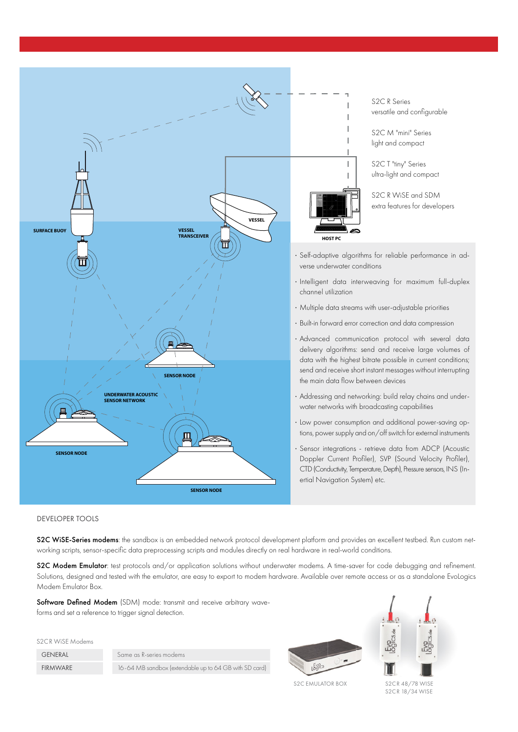S2C R Series
versatile and configurable

S2C M "mini" Series
light and compact

S2C T "tiny" Series
ultra-light and compact

S2C R WiSE and SDM
extra features for developers

SURFACE BUOY

VESSEL

VESSEL TRANSCEIVER

HOST PC

SENSOR NODE

UNDERWATER ACOUSTIC SENSOR NETWORK

SENSOR NODE

SENSOR NODE

- Self-adaptive algorithms for reliable performance in adverse underwater conditions
- Intelligent data interweaving for maximum full-duplex channel utilization
- Multiple data streams with user-adjustable priorities
- Built-in forward error correction and data compression
- Advanced communication protocol with several data delivery algorithms: send and receive large volumes of data with the highest bitrate possible in current conditions; send and receive short instant messages without interrupting the main data flow between devices
- Addressing and networking: build relay chains and underwater networks with broadcasting capabilities
- Low power consumption and additional power-saving options, power supply and on/off switch for external instruments
- Sensor integrations - retrieve data from ADCP (Acoustic Doppler Current Profiler), SVP (Sound Velocity Profiler), CTD (Conductivity, Temperature, Depth), Pressure sensors, INS (Inertial Navigation System) etc.

## DEVELOPER TOOLS

**S2C WiSE-Series modems**: the sandbox is an embedded network protocol development platform and provides an excellent testbed. Run custom networking scripts, sensor-specific data preprocessing scripts and modules directly on real hardware in real-world conditions.

**S2C Modem Emulator**: test protocols and/or application solutions without underwater modems. A time-saver for code debugging and refinement. Solutions, designed and tested with the emulator, are easy to export to modem hardware. Available over remote access or as a standalone EvoLogics Modem Emulator Box.

**Software Defined Modem** (SDM) mode: transmit and receive arbitrary waveforms and set a reference to trigger signal detection.

S2CR WiSE Modems

| | |
|---|---|
| GENERAL | Same as R-series modems |
| FIRMWARE | 16-64 MB sandbox (extendable up to 64 GB with SD card) |

S2C EMULATOR BOX

S2CR 48/78 WISE
S2CR 18/34 WISE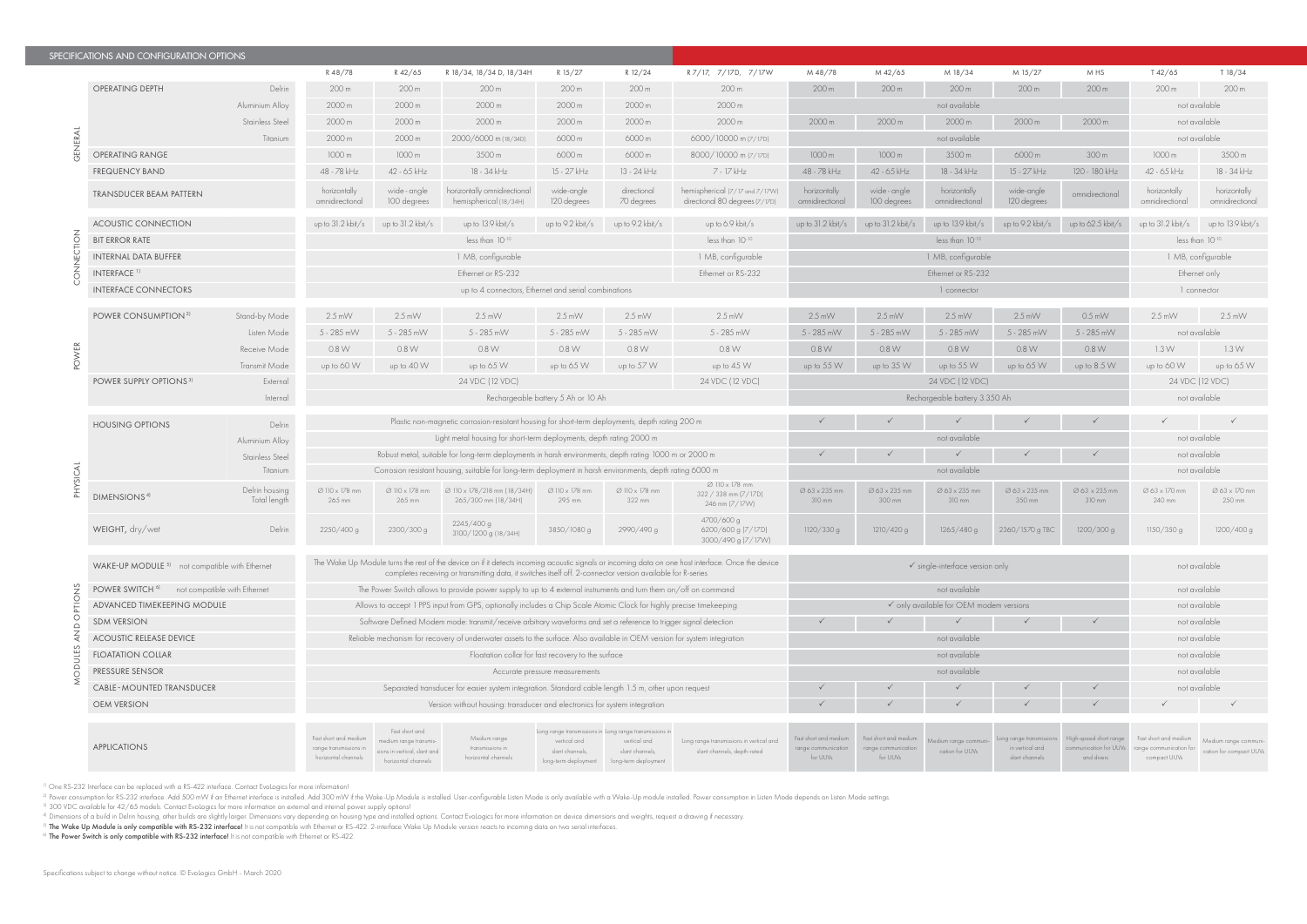## SPECIFICATIONS AND CONFIGURATION OPTIONS

| | | | R 48/78 | R 42/65 | R 18/34, 18/34 D, 18/34H | R 15/27 | R 12/24 | R 7/17, 7/17D, 7/17W | M 48/78 | M 42/65 | M 18/34 | M 15/27 | M HS | T 42/65 | T 18/34 |
|---|---|---|---|---|---|---|---|---|---|---|---|---|---|---|---|
| GENERAL | OPERATING DEPTH | Delrin | 200 m | 200 m | 200 m | 200 m | 200 m | 200 m | 200 m | 200 m | 200 m | 200 m | 200 m | 200 m | 200 m |
| | | Aluminium Alloy | 2000 m | 2000 m | 2000 m | 2000 m | 2000 m | 2000 m | not available | | | | | not available | |
| | | Stainless Steel | 2000 m | 2000 m | 2000 m | 2000 m | 2000 m | 2000 m | 2000 m | 2000 m | 2000 m | 2000 m | 2000 m | not available | |
| | | Titanium | 2000 m | 2000 m | 2000/6000 m (18/34D) | 6000 m | 6000 m | 6000/10000 m (7/17D) | not available | | | | | not available | |
| | OPERATING RANGE | | 1000 m | 1000 m | 3500 m | 6000 m | 6000 m | 8000/10000 m (7/17D) | 1000 m | 1000 m | 3500 m | 6000 m | 300 m | 1000 m | 3500 m |
| | FREQUENCY BAND | | 48 - 78 kHz | 42 - 65 kHz | 18 - 34 kHz | 15 - 27 kHz | 13 - 24 kHz | 7 - 17 kHz | 48 - 78 kHz | 42 - 65 kHz | 18 - 34 kHz | 15 - 27 kHz | 120 - 180 kHz | 42 - 65 kHz | 18 - 34 kHz |
| | TRANSDUCER BEAM PATTERN | | horizontally omnidirectional | wide-angle 100 degrees | horizontally omnidirectional hemispherical (18/34H) | wide-angle 120 degrees | directional 70 degrees | hemispherical (7/17 and 7/17W) directional 80 degrees (7/17D) | horizontally omnidirectional | wide-angle 100 degrees | horizontally omnidirectional | wide-angle 120 degrees | omnidirectional | horizontally omnidirectional | horizontally omnidirectional |
| CONNECTION | ACOUSTIC CONNECTION | | up to 31.2 kbit/s | up to 31.2 kbit/s | up to 13.9 kbit/s | up to 9.2 kbit/s | up to 9.2 kbit/s | up to 6.9 kbit/s | up to 31.2 kbit/s | up to 31.2 kbit/s | up to 13.9 kbit/s | up to 9.2 kbit/s | up to 62.5 kbit/s | up to 31.2 kbit/s | up to 13.9 kbit/s |
| | BIT ERROR RATE | | less than $10^{-10}$ | | | | | less than $10^{-10}$ | less than $10^{-10}$ | | | | | less than $10^{-10}$ | |
| | INTERNAL DATA BUFFER | | 1 MB, configurable | | | | | 1 MB, configurable | 1 MB, configurable | | | | | 1 MB, configurable | |
| | INTERFACE [1] | | Ethernet or RS-232 | | | | | Ethernet or RS-232 | Ethernet or RS-232 | | | | | Ethernet only | |
| | INTERFACE CONNECTORS | | up to 4 connectors, Ethernet and serial combinations | | | | | | 1 connector | | | | | 1 connector | |
| POWER | POWER CONSUMPTION [2] | Stand-by Mode | 2.5 mW | 2.5 mW | 2.5 mW | 2.5 mW | 2.5 mW | 2.5 mW | 2.5 mW | 2.5 mW | 2.5 mW | 2.5 mW | 0.5 mW | 2.5 mW | 2.5 mW |
| | | Listen Mode | 5 - 285 mW | 5 - 285 mW | 5 - 285 mW | 5 - 285 mW | 5 - 285 mW | 5 - 285 mW | 5 - 285 mW | 5 - 285 mW | 5 - 285 mW | 5 - 285 mW | 5 - 285 mW | not available | |
| | | Receive Mode | 0.8 W | 0.8 W | 0.8 W | 0.8 W | 0.8 W | 0.8 W | 0.8 W | 0.8 W | 0.8 W | 0.8 W | 0.8 W | 1.3 W | 1.3 W |
| | | Transmit Mode | up to 60 W | up to 40 W | up to 65 W | up to 65 W | up to 57 W | up to 45 W | up to 55 W | up to 35 W | up to 55 W | up to 65 W | up to 8.5 W | up to 60 W | up to 65 W |
| | POWER SUPPLY OPTIONS [3] | External | 24 VDC (12 VDC) | | | | | 24 VDC (12 VDC) | 24 VDC (12 VDC) | | | | | 24 VDC (12 VDC) | |
| | | Internal | Rechargeable battery 5 Ah or 10 Ah | | | | | | Rechargeable battery 3.350 Ah | | | | | not available | |
| PHYSICAL | HOUSING OPTIONS | Delrin | Plastic non-magnetic corrosion-resistant housing for short-term deployments, depth rating 200 m | | | | | | ✓ | ✓ | ✓ | ✓ | ✓ | ✓ | ✓ |
| | | Aluminium Alloy | Light metal housing for short-term deployments, depth rating 2000 m | | | | | | not available | | | | | not available | |
| | | Stainless Steel | Robust metal, suitable for long-term deployments in harsh environments, depth rating 1000 m or 2000 m | | | | | | ✓ | ✓ | ✓ | ✓ | ✓ | not available | |
| | | Titanium | Corrosion resistant housing, suitable for long-term deployment in harsh environments, depth rating 6000 m | | | | | | not available | | | | | not available | |
| | DIMENSIONS [4] | Delrin housing Total length | Ø 110 x 178 mm 265 mm | Ø 110 x 178 mm 265 mm | Ø 110 x 178/218 mm (18/34H) 265/300 mm (18/34H) | Ø 110 x 178 mm 295 mm | Ø 110 x 178 mm 322 mm | Ø 110 x 178 mm 322 / 338 mm (7/17D) 246 mm (7/17W) | Ø 63 x 235 mm 310 mm | Ø 63 x 235 mm 300 mm | Ø 63 x 235 mm 310 mm | Ø 63 x 235 mm 350 mm | Ø 63 x 235 mm 310 mm | Ø 63 x 170 mm 240 mm | Ø 63 x 170 mm 250 mm |
| | WEIGHT, dry/wet | Delrin | 2250/400 g | 2300/300 g | 2245/400 g 3100/1200 g (18/34H) | 3850/1080 g | 2990/490 g | 4700/600 g 6200/600 g (7/17D) 3000/490 g (7/17W) | 1120/330 g | 1210/420 g | 1265/480 g | 2360/1570 g TBC | 1200/300 g | 1150/350 g | 1200/400 g |
| MODULES AND OPTIONS | WAKE-UP MODULE [5] not compatible with Ethernet | | The Wake Up Module turns the rest of the device on if it detects incoming acoustic signals or incoming data on one host interface. Once the device completes receiving or transmitting data, it switches itself off. 2-connector version available for R-series | | | | | | ✓ single-interface version only | | | | | not available | |
| | POWER SWITCH [6] not compatible with Ethernet | | The Power Switch allows to provide power supply to up to 4 external instruments and turn them on/off on command | | | | | | not available | | | | | not available | |
| | ADVANCED TIMEKEEPING MODULE | | Allows to accept 1 PPS input from GPS, optionally includes a Chip Scale Atomic Clock for highly precise timekeeping | | | | | | ✓ only available for OEM modem versions | | | | | not available | |
| | SDM VERSION | | Software Defined Modem mode: transmit/receive arbitrary waveforms and set a reference to trigger signal detection | | | | | | ✓ | ✓ | ✓ | ✓ | ✓ | not available | |
| | ACOUSTIC RELEASE DEVICE | | Reliable mechanism for recovery of underwater assets to the surface. Also available in OEM version for system integration | | | | | | not available | | | | | not available | |
| | FLOATATION COLLAR | | Floatation collar for fast recovery to the surface | | | | | | not available | | | | | not available | |
| | PRESSURE SENSOR | | Accurate pressure measurements | | | | | | not available | | | | | not available | |
| | CABLE-MOUNTED TRANSDUCER | | Separated transducer for easier system integration. Standard cable length 1.5 m, other upon request | | | | | | ✓ | ✓ | ✓ | ✓ | ✓ | not available | |
| | OEM VERSION | | Version without housing: transducer and electronics for system integration | | | | | | ✓ | ✓ | ✓ | ✓ | ✓ | ✓ | ✓ |
| | APPLICATIONS | | Fast short and medium range transmissions in horizontal channels | Fast short and medium range transmissions in vertical, slant and horizontal channels | Medium range transmissions in horizontal channels | Long range transmissions in vertical and slant channels, long-term deployment | Long range transmissions in vertical and slant channels, long-term deployment | Long range transmissions in vertical and slant channels, depth-rated | Fast short and medium range communication for UUVs | Fast short and medium range communication for UUVs | Medium range communication for UUVs | Long range transmissions in vertical and slant channels | High-speed short range communication for UUVs and divers | Fast short and medium range communication for compact UUVs | Medium range communication for compact UUVs |

[1] One RS-232 Interface can be replaced with a RS-422 interface. Contact EvoLogics for more information!

[2] Power consumption for RS-232 interface. Add 500 mW if an Ethernet interface is installed. Add 300 mW if the Wake-Up Module is installed. User-configurable Listen Mode is only available with a Wake-Up module installed. Power consumption in Listen Mode depends on Listen Mode settings.

[3] 300 VDC available for 42/65 models. Contact EvoLogics for more information on external and internal power supply options!

[4] Dimensions of a build in Delrin housing, other builds are slightly larger. Dimensions vary depending on housing type and installed options. Contact EvoLogics for more information on device dimensions and weights, request a drawing if necessary.

[5] **The Wake Up Module is only compatible with RS-232 interface!** It is not compatible with Ethernet or RS-422. 2-interface Wake Up Module version reacts to incoming data on two serial interfaces.

[6] **The Power Switch is only compatible with RS-232 interface!** It is not compatible with Ethernet or RS-422.

Specifications subject to change without notice. © EvoLogics GmbH - March 2020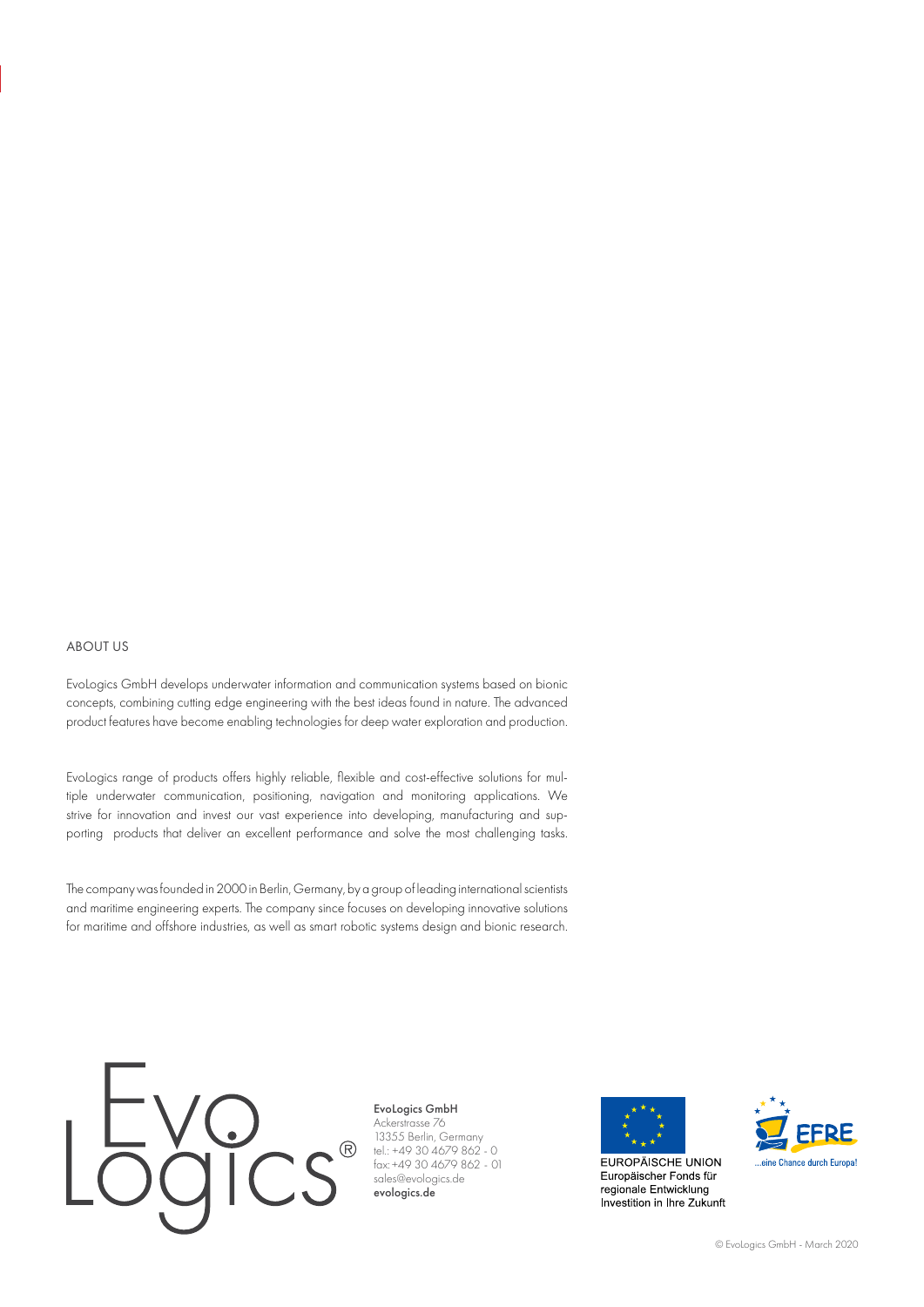## ABOUT US

EvoLogics GmbH develops underwater information and communication systems based on bionic concepts, combining cutting edge engineering with the best ideas found in nature. The advanced product features have become enabling technologies for deep water exploration and production.

EvoLogics range of products offers highly reliable, flexible and cost-effective solutions for multiple underwater communication, positioning, navigation and monitoring applications. We strive for innovation and invest our vast experience into developing, manufacturing and supporting products that deliver an excellent performance and solve the most challenging tasks.

The company was founded in 2000 in Berlin, Germany, by a group of leading international scientists and maritime engineering experts. The company since focuses on developing innovative solutions for maritime and offshore industries, as well as smart robotic systems design and bionic research.

EvoLogics®

**EvoLogics GmbH**
Ackerstrasse 76
13355 Berlin, Germany
tel.: +49 30 4679 862 - 0
fax: +49 30 4679 862 - 01
sales@evologics.de
**evologics.de**

EUROPÄISCHE UNION
Europäischer Fonds für
regionale Entwicklung
Investition in Ihre Zukunft

EFRE
...eine Chance durch Europa!

© EvoLogics GmbH - March 2020